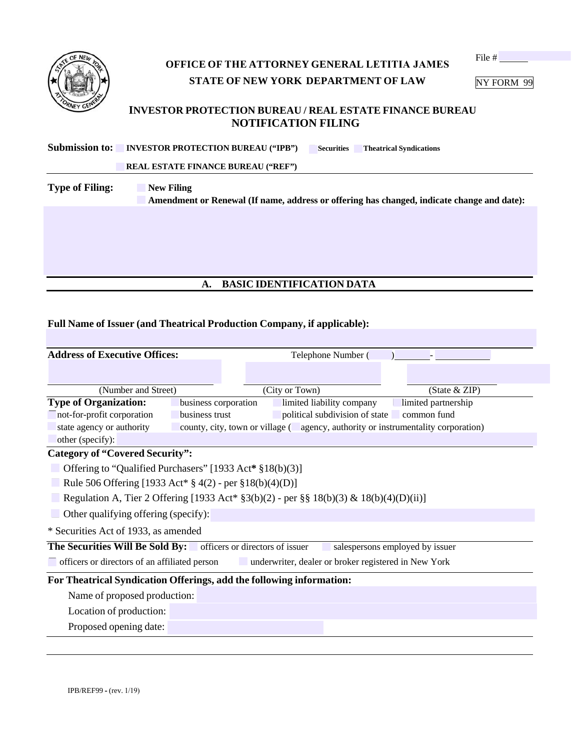File # ______

NY FORM 99

**OFFICE OF THE ATTORNEY GENERAL LETITIA JAMES**

**STATE OF NEW YORK DEPARTMENT OF LAW**

# INVESTOR PROTECTION BUREAU / REAL ESTATE FINANCE BUREAU NOTIFICATION FILING

**Submission to:** ☐ **INVESTOR PROTECTION BUREAU ("IPB")** ☐ **Securities** ☐ **Theatrical Syndications**

☐ **REAL ESTATE FINANCE BUREAU ("REF")**

**Type of Filing:** ☐ **New Filing**

☐ **Amendment or Renewal (If name, address or offering has changed, indicate change and date):**

## A. BASIC IDENTIFICATION DATA

**Full Name of Issuer (and Theatrical Production Company, if applicable):**

**Address of Executive Offices:** Telephone Number (    ) ______ - ______

(Number and Street) (City or Town) (State & ZIP)

**Type of Organization:** ☐ business corporation ☐ limited liability company ☐ limited partnership ☐ not-for-profit corporation ☐ business trust ☐ political subdivision of state ☐ common fund ☐ state agency or authority ☐ county, city, town or village (☐ agency, authority or instrumentality corporation) ☐ other (specify):

**Category of "Covered Security":**

☐ Offering to "Qualified Purchasers" [1933 Act* §18(b)(3)]

☐ Rule 506 Offering [1933 Act* § 4(2) - per §18(b)(4)(D)]

☐ Regulation A, Tier 2 Offering [1933 Act* §3(b)(2) - per §§ 18(b)(3) & 18(b)(4)(D)(ii)]

☐ Other qualifying offering (specify):

* Securities Act of 1933, as amended

**The Securities Will Be Sold By:** ☐ officers or directors of issuer ☐ salespersons employed by issuer ☐ officers or directors of an affiliated person ☐ underwriter, dealer or broker registered in New York

**For Theatrical Syndication Offerings, add the following information:**

Name of proposed production:

Location of production:

Proposed opening date:

IPB/REF99 - (rev. 1/19)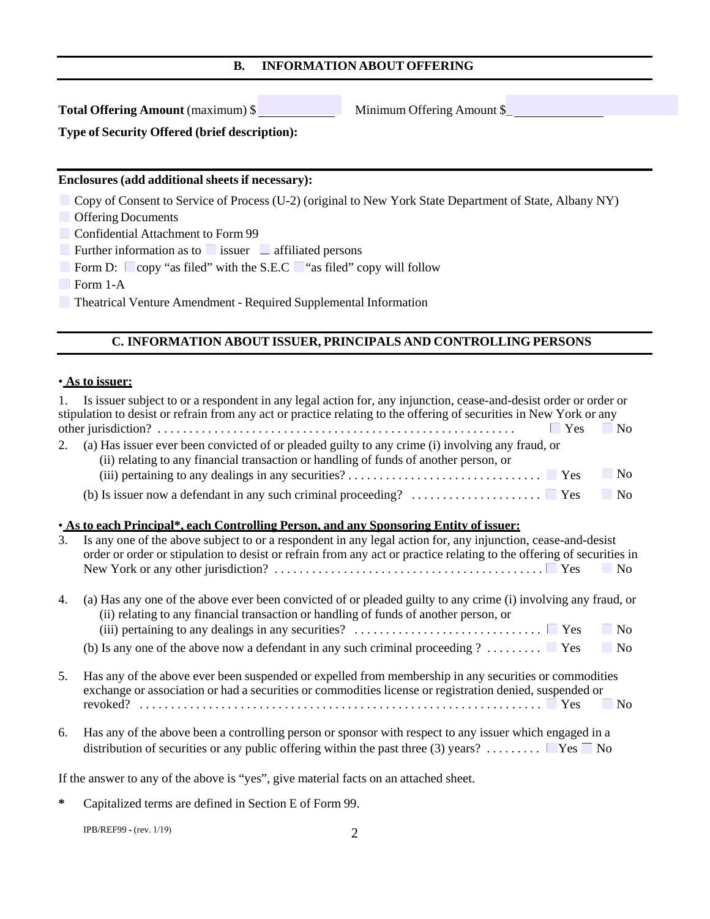## B. INFORMATION ABOUT OFFERING

**Total Offering Amount** (maximum) $ ____________ Minimum Offering Amount $_______________

**Type of Security Offered (brief description):**

**Enclosures (add additional sheets if necessary):**

- ☐ Copy of Consent to Service of Process (U-2) (original to New York State Department of State, Albany NY)
- ☐ Offering Documents
- ☐ Confidential Attachment to Form 99
- ☐ Further information as to ☐ issuer ☐ affiliated persons
- ☐ Form D: ☐ copy "as filed" with the S.E.C ☐ "as filed" copy will follow
- ☐ Form 1-A
- ☐ Theatrical Venture Amendment - Required Supplemental Information

## C. INFORMATION ABOUT ISSUER, PRINCIPALS AND CONTROLLING PERSONS

• **As to issuer:**

1. Is issuer subject to or a respondent in any legal action for, any injunction, cease-and-desist order or order or stipulation to desist or refrain from any act or practice relating to the offering of securities in New York or any other jurisdiction? . . . . . . . . . . . . . . . . . . . . . . . . . . . . . . . . . . . . . . . . . . . . . . . . . . . . . . . . ☐ Yes ☐ No
2. (a) Has issuer ever been convicted of or pleaded guilty to any crime (i) involving any fraud, or (ii) relating to any financial transaction or handling of funds of another person, or (iii) pertaining to any dealings in any securities? . . . . . . . . . . . . . . . . . . . . . . . . . . . . . . . ☐ Yes ☐ No

   (b) Is issuer now a defendant in any such criminal proceeding? . . . . . . . . . . . . . . . . . . . . . ☐ Yes ☐ No

• **As to each Principal\*, each Controlling Person, and any Sponsoring Entity of issuer:**

3. Is any one of the above subject to or a respondent in any legal action for, any injunction, cease-and-desist order or order or stipulation to desist or refrain from any act or practice relating to the offering of securities in New York or any other jurisdiction? . . . . . . . . . . . . . . . . . . . . . . . . . . . . . . . . . . . . . . . . . . ☐ Yes ☐ No

4. (a) Has any one of the above ever been convicted of or pleaded guilty to any crime (i) involving any fraud, or (ii) relating to any financial transaction or handling of funds of another person, or (iii) pertaining to any dealings in any securities? . . . . . . . . . . . . . . . . . . . . . . . . . . . . . . ☐ Yes ☐ No

   (b) Is any one of the above now a defendant in any such criminal proceeding ? . . . . . . . . . ☐ Yes ☐ No

5. Has any of the above ever been suspended or expelled from membership in any securities or commodities exchange or association or had a securities or commodities license or registration denied, suspended or revoked? . . . . . . . . . . . . . . . . . . . . . . . . . . . . . . . . . . . . . . . . . . . . . . . . . . . . . . . . . . . . . . . ☐ Yes ☐ No

6. Has any of the above been a controlling person or sponsor with respect to any issuer which engaged in a distribution of securities or any public offering within the past three (3) years? . . . . . . . . . ☐ Yes ☐ No

If the answer to any of the above is "yes", give material facts on an attached sheet.

\* Capitalized terms are defined in Section E of Form 99.

IPB/REF99 - (rev. 1/19)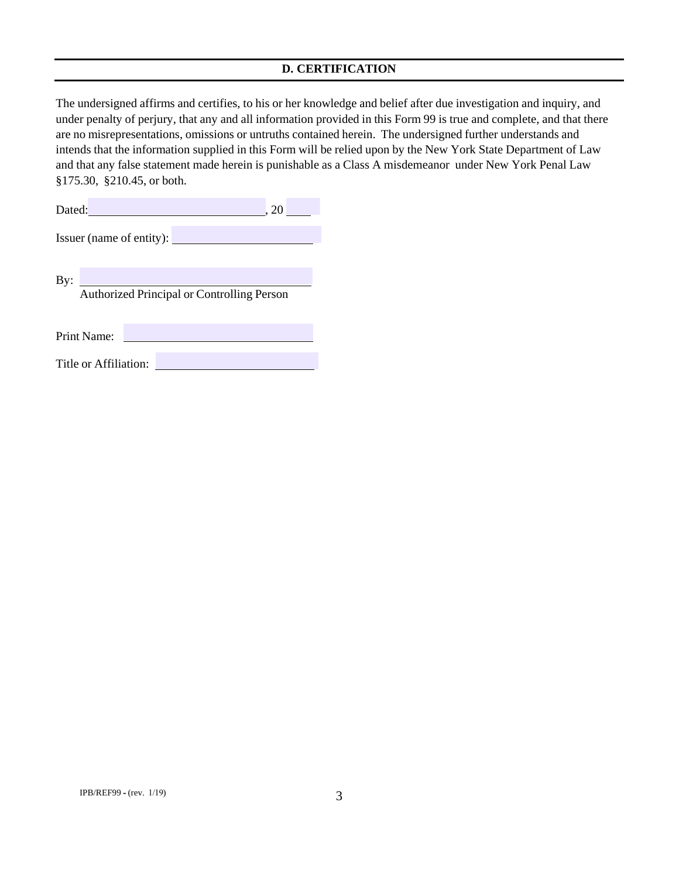## D. CERTIFICATION

The undersigned affirms and certifies, to his or her knowledge and belief after due investigation and inquiry, and under penalty of perjury, that any and all information provided in this Form 99 is true and complete, and that there are no misrepresentations, omissions or untruths contained herein. The undersigned further understands and intends that the information supplied in this Form will be relied upon by the New York State Department of Law and that any false statement made herein is punishable as a Class A misdemeanor under New York Penal Law §175.30, §210.45, or both.

Dated:____________________________, 20 ____

Issuer (name of entity): ______________________

By: ____________________________________
Authorized Principal or Controlling Person

Print Name: ______________________________

Title or Affiliation: ________________________

IPB/REF99 - (rev. 1/19)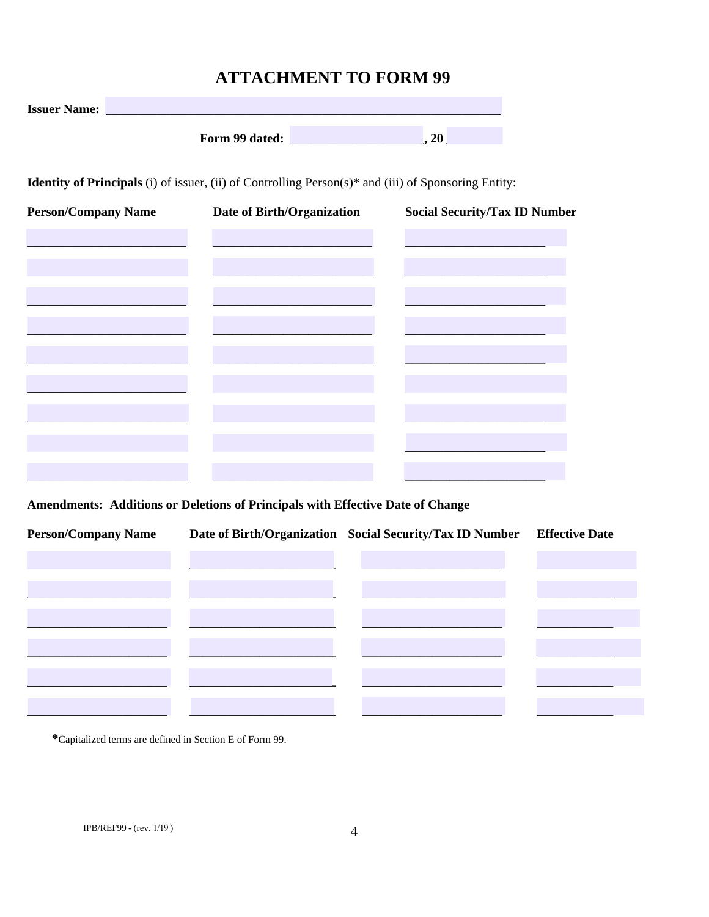# ATTACHMENT TO FORM 99

**Issuer Name:** ____________________________________________

**Form 99 dated:** ____________________, 20 ____

**Identity of Principals** (i) of issuer, (ii) of Controlling Person(s)* and (iii) of Sponsoring Entity:

| Person/Company Name | Date of Birth/Organization | Social Security/Tax ID Number |
|---|---|---|
| | | |
| | | |
| | | |
| | | |
| | | |
| | | |
| | | |
| | | |
| | | |

**Amendments: Additions or Deletions of Principals with Effective Date of Change**

| Person/Company Name | Date of Birth/Organization | Social Security/Tax ID Number | Effective Date |
|---|---|---|---|
| | | | |
| | | | |
| | | | |
| | | | |
| | | | |
| | | | |

*Capitalized terms are defined in Section E of Form 99.

IPB/REF99 - (rev. 1/19 )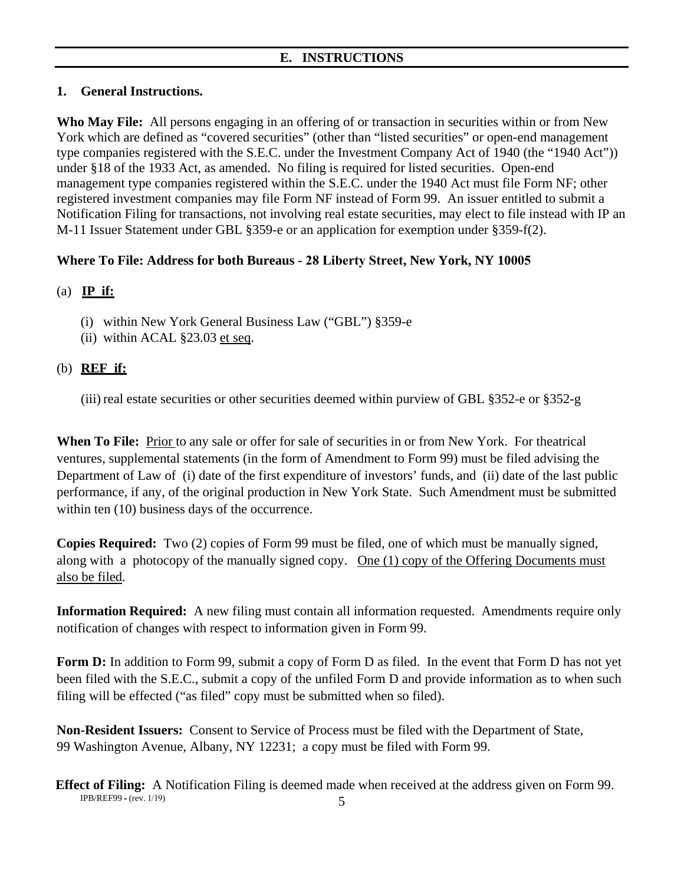## E. INSTRUCTIONS

### 1. General Instructions.

**Who May File:** All persons engaging in an offering of or transaction in securities within or from New York which are defined as "covered securities" (other than "listed securities" or open-end management type companies registered with the S.E.C. under the Investment Company Act of 1940 (the "1940 Act")) under §18 of the 1933 Act, as amended. No filing is required for listed securities. Open-end management type companies registered within the S.E.C. under the 1940 Act must file Form NF; other registered investment companies may file Form NF instead of Form 99. An issuer entitled to submit a Notification Filing for transactions, not involving real estate securities, may elect to file instead with IP an M-11 Issuer Statement under GBL §359-e or an application for exemption under §359-f(2).

**Where To File: Address for both Bureaus - 28 Liberty Street, New York, NY 10005**

(a) **IP if:**

- (i) within New York General Business Law ("GBL") §359-e
- (ii) within ACAL §23.03 et seq.

(b) **REF if:**

- (iii) real estate securities or other securities deemed within purview of GBL §352-e or §352-g

**When To File:** Prior to any sale or offer for sale of securities in or from New York. For theatrical ventures, supplemental statements (in the form of Amendment to Form 99) must be filed advising the Department of Law of (i) date of the first expenditure of investors' funds, and (ii) date of the last public performance, if any, of the original production in New York State. Such Amendment must be submitted within ten (10) business days of the occurrence.

**Copies Required:** Two (2) copies of Form 99 must be filed, one of which must be manually signed, along with a photocopy of the manually signed copy. One (1) copy of the Offering Documents must also be filed.

**Information Required:** A new filing must contain all information requested. Amendments require only notification of changes with respect to information given in Form 99.

**Form D:** In addition to Form 99, submit a copy of Form D as filed. In the event that Form D has not yet been filed with the S.E.C., submit a copy of the unfiled Form D and provide information as to when such filing will be effected ("as filed" copy must be submitted when so filed).

**Non-Resident Issuers:** Consent to Service of Process must be filed with the Department of State, 99 Washington Avenue, Albany, NY 12231; a copy must be filed with Form 99.

**Effect of Filing:** A Notification Filing is deemed made when received at the address given on Form 99.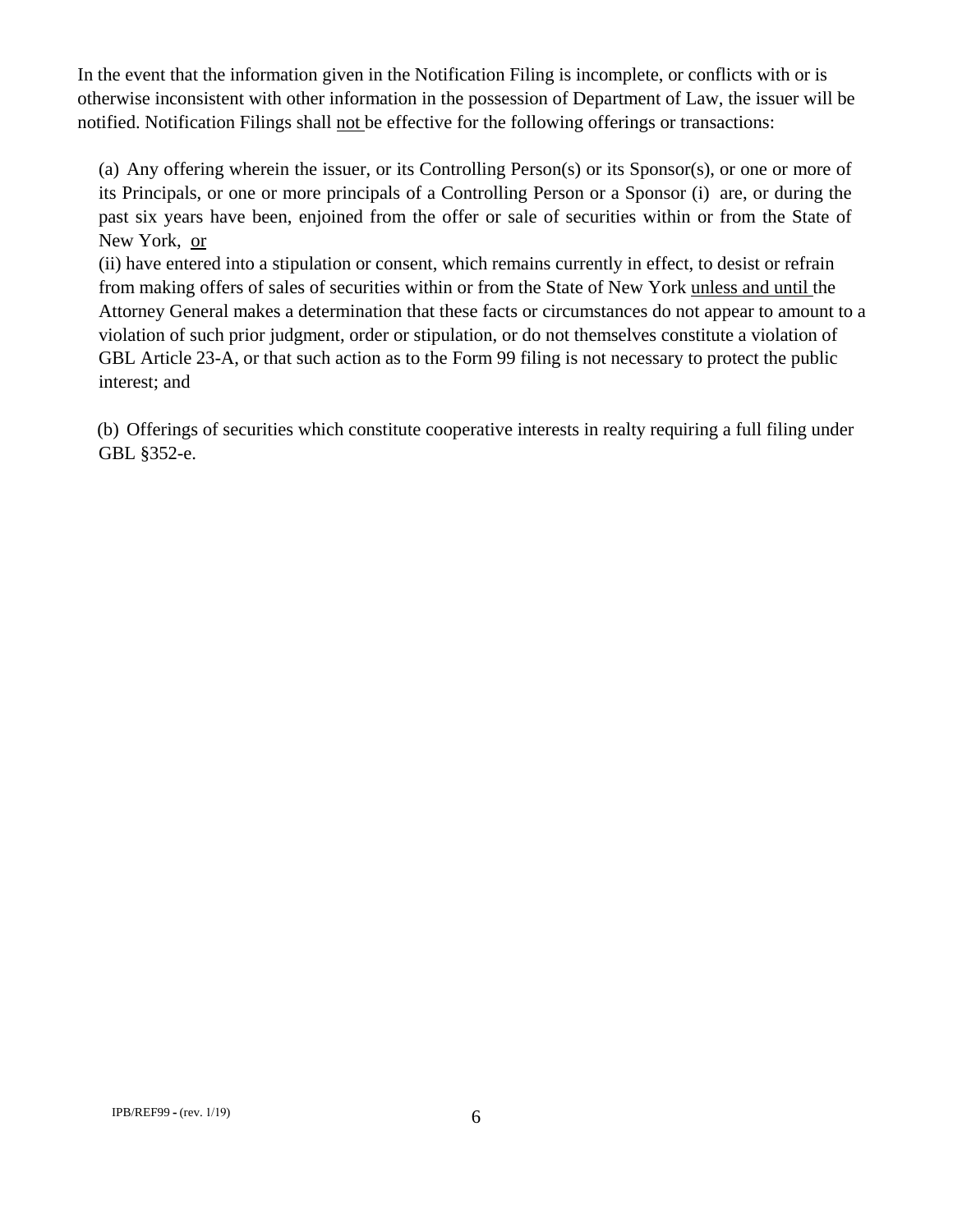In the event that the information given in the Notification Filing is incomplete, or conflicts with or is otherwise inconsistent with other information in the possession of Department of Law, the issuer will be notified. Notification Filings shall <u>not</u> be effective for the following offerings or transactions:

(a) Any offering wherein the issuer, or its Controlling Person(s) or its Sponsor(s), or one or more of its Principals, or one or more principals of a Controlling Person or a Sponsor (i) are, or during the past six years have been, enjoined from the offer or sale of securities within or from the State of New York, <u>or</u>
(ii) have entered into a stipulation or consent, which remains currently in effect, to desist or refrain from making offers of sales of securities within or from the State of New York <u>unless and until</u> the Attorney General makes a determination that these facts or circumstances do not appear to amount to a violation of such prior judgment, order or stipulation, or do not themselves constitute a violation of GBL Article 23-A, or that such action as to the Form 99 filing is not necessary to protect the public interest; and

(b) Offerings of securities which constitute cooperative interests in realty requiring a full filing under GBL §352-e.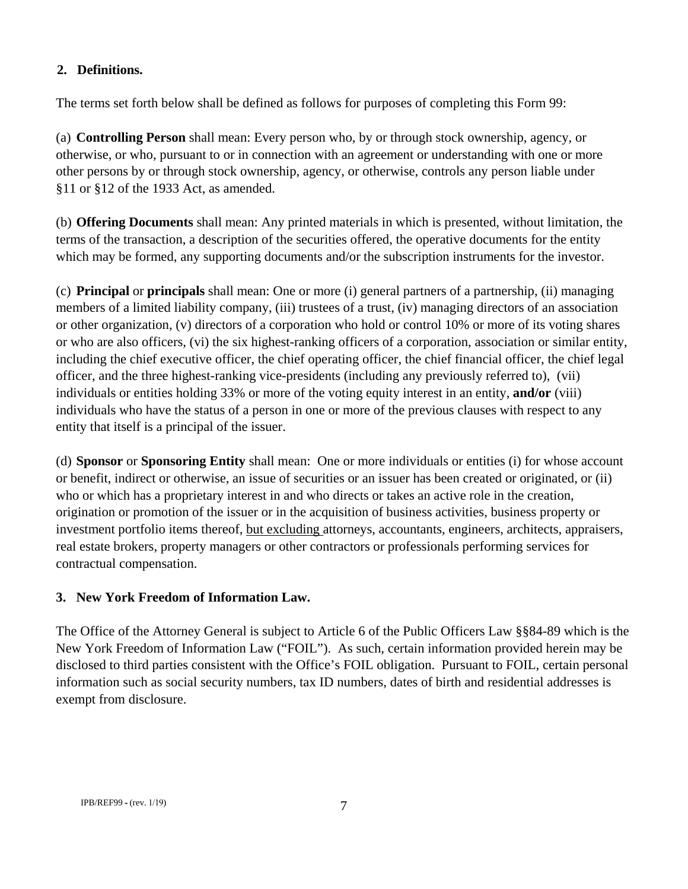## 2. Definitions.

The terms set forth below shall be defined as follows for purposes of completing this Form 99:

(a) **Controlling Person** shall mean: Every person who, by or through stock ownership, agency, or otherwise, or who, pursuant to or in connection with an agreement or understanding with one or more other persons by or through stock ownership, agency, or otherwise, controls any person liable under §11 or §12 of the 1933 Act, as amended.

(b) **Offering Documents** shall mean: Any printed materials in which is presented, without limitation, the terms of the transaction, a description of the securities offered, the operative documents for the entity which may be formed, any supporting documents and/or the subscription instruments for the investor.

(c) **Principal** or **principals** shall mean: One or more (i) general partners of a partnership, (ii) managing members of a limited liability company, (iii) trustees of a trust, (iv) managing directors of an association or other organization, (v) directors of a corporation who hold or control 10% or more of its voting shares or who are also officers, (vi) the six highest-ranking officers of a corporation, association or similar entity, including the chief executive officer, the chief operating officer, the chief financial officer, the chief legal officer, and the three highest-ranking vice-presidents (including any previously referred to), (vii) individuals or entities holding 33% or more of the voting equity interest in an entity, **and/or** (viii) individuals who have the status of a person in one or more of the previous clauses with respect to any entity that itself is a principal of the issuer.

(d) **Sponsor** or **Sponsoring Entity** shall mean: One or more individuals or entities (i) for whose account or benefit, indirect or otherwise, an issue of securities or an issuer has been created or originated, or (ii) who or which has a proprietary interest in and who directs or takes an active role in the creation, origination or promotion of the issuer or in the acquisition of business activities, business property or investment portfolio items thereof, <u>but excluding</u> attorneys, accountants, engineers, architects, appraisers, real estate brokers, property managers or other contractors or professionals performing services for contractual compensation.

## 3. New York Freedom of Information Law.

The Office of the Attorney General is subject to Article 6 of the Public Officers Law §§84-89 which is the New York Freedom of Information Law ("FOIL"). As such, certain information provided herein may be disclosed to third parties consistent with the Office's FOIL obligation. Pursuant to FOIL, certain personal information such as social security numbers, tax ID numbers, dates of birth and residential addresses is exempt from disclosure.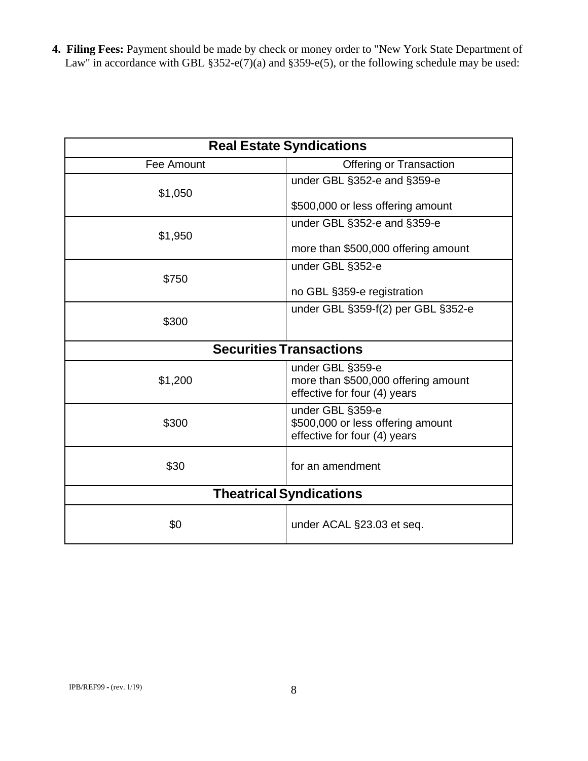4. **Filing Fees:** Payment should be made by check or money order to "New York State Department of Law" in accordance with GBL §352-e(7)(a) and §359-e(5), or the following schedule may be used:

| **Real Estate Syndications** | |
|---|---|
| Fee Amount | Offering or Transaction |
| $1,050 | under GBL §352-e and §359-e<br><br>$500,000 or less offering amount |
| $1,950 | under GBL §352-e and §359-e<br><br>more than $500,000 offering amount |
| $750 | under GBL §352-e<br><br>no GBL §359-e registration |
| $300 | under GBL §359-f(2) per GBL §352-e |
| **Securities Transactions** | |
| $1,200 | under GBL §359-e<br>more than $500,000 offering amount<br>effective for four (4) years |
| $300 | under GBL §359-e<br>$500,000 or less offering amount<br>effective for four (4) years |
| $30 | for an amendment |
| **Theatrical Syndications** | |
| $0 | under ACAL §23.03 et seq. |

IPB/REF99 - (rev. 1/19)